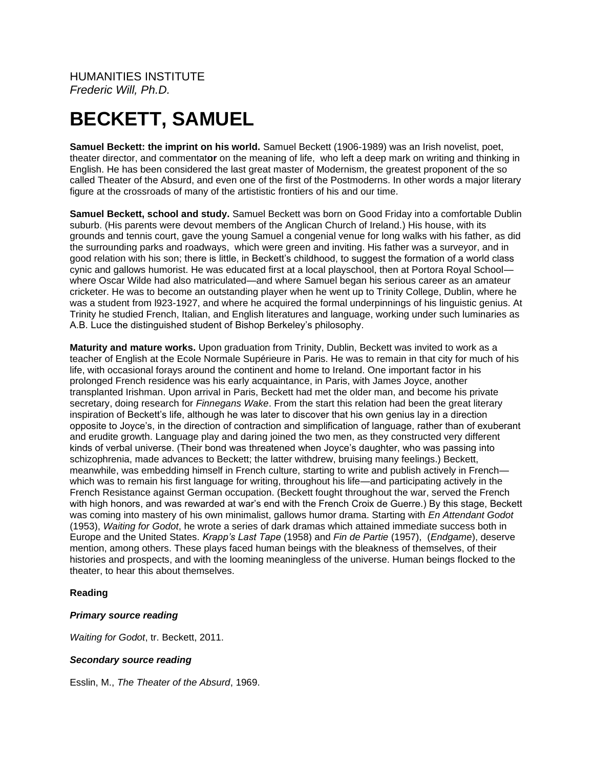HUMANITIES INSTITUTE
*Frederic Will, Ph.D.*

# BECKETT, SAMUEL

**Samuel Beckett: the imprint on his world.** Samuel Beckett (1906-1989) was an Irish novelist, poet, theater director, and commentat**or** on the meaning of life, who left a deep mark on writing and thinking in English. He has been considered the last great master of Modernism, the greatest proponent of the so called Theater of the Absurd, and even one of the first of the Postmoderns. In other words a major literary figure at the crossroads of many of the artistic frontiers of his and our time.

**Samuel Beckett, school and study.** Samuel Beckett was born on Good Friday into a comfortable Dublin suburb. (His parents were devout members of the Anglican Church of Ireland.) His house, with its grounds and tennis court, gave the young Samuel a congenial venue for long walks with his father, as did the surrounding parks and roadways, which were green and inviting. His father was a surveyor, and in good relation with his son; there is little, in Beckett's childhood, to suggest the formation of a world class cynic and gallows humorist. He was educated first at a local playschool, then at Portora Royal School—where Oscar Wilde had also matriculated—and where Samuel began his serious career as an amateur cricketer. He was to become an outstanding player when he went up to Trinity College, Dublin, where he was a student from l923-1927, and where he acquired the formal underpinnings of his linguistic genius. At Trinity he studied French, Italian, and English literatures and language, working under such luminaries as A.B. Luce the distinguished student of Bishop Berkeley's philosophy.

**Maturity and mature works.** Upon graduation from Trinity, Dublin, Beckett was invited to work as a teacher of English at the Ecole Normale Supérieure in Paris. He was to remain in that city for much of his life, with occasional forays around the continent and home to Ireland. One important factor in his prolonged French residence was his early acquaintance, in Paris, with James Joyce, another transplanted Irishman. Upon arrival in Paris, Beckett had met the older man, and become his private secretary, doing research for *Finnegans Wake*. From the start this relation had been the great literary inspiration of Beckett's life, although he was later to discover that his own genius lay in a direction opposite to Joyce's, in the direction of contraction and simplification of language, rather than of exuberant and erudite growth. Language play and daring joined the two men, as they constructed very different kinds of verbal universe. (Their bond was threatened when Joyce's daughter, who was passing into schizophrenia, made advances to Beckett; the latter withdrew, bruising many feelings.) Beckett, meanwhile, was embedding himself in French culture, starting to write and publish actively in French—which was to remain his first language for writing, throughout his life—and participating actively in the French Resistance against German occupation. (Beckett fought throughout the war, served the French with high honors, and was rewarded at war's end with the French Croix de Guerre.) By this stage, Beckett was coming into mastery of his own minimalist, gallows humor drama. Starting with *En Attendant Godot* (1953), *Waiting for Godot*, he wrote a series of dark dramas which attained immediate success both in Europe and the United States. *Krapp's Last Tape* (1958) and *Fin de Partie* (1957), (*Endgame*), deserve mention, among others. These plays faced human beings with the bleakness of themselves, of their histories and prospects, and with the looming meaninglessness of the universe. Human beings flocked to the theater, to hear this about themselves.

**Reading**

***Primary source reading***

*Waiting for Godot*, tr. Beckett, 2011.

***Secondary source reading***

Esslin, M., *The Theater of the Absurd*, 1969.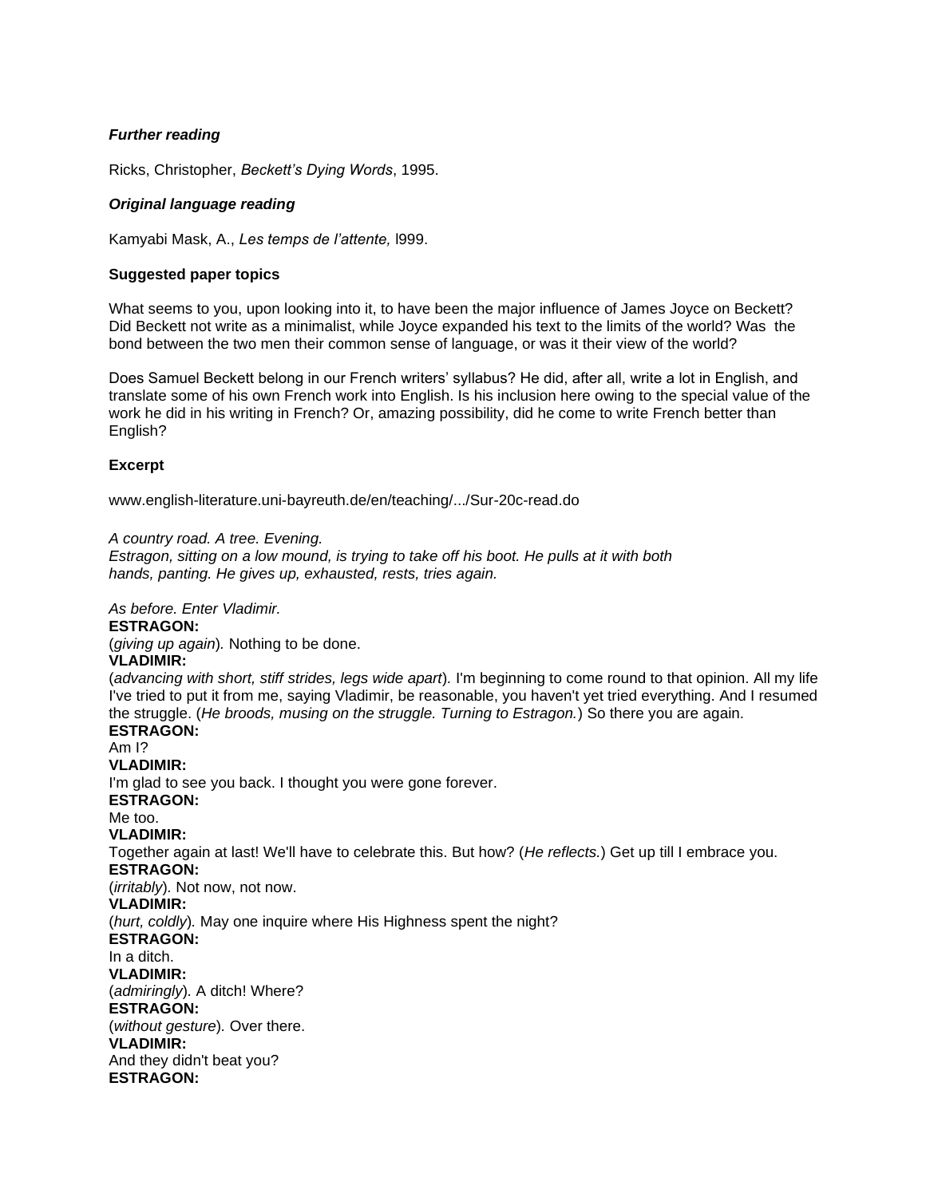***Further reading***

Ricks, Christopher, *Beckett's Dying Words*, 1995.

***Original language reading***

Kamyabi Mask, A., *Les temps de l'attente,* l999.

**Suggested paper topics**

What seems to you, upon looking into it, to have been the major influence of James Joyce on Beckett? Did Beckett not write as a minimalist, while Joyce expanded his text to the limits of the world? Was the bond between the two men their common sense of language, or was it their view of the world?

Does Samuel Beckett belong in our French writers' syllabus? He did, after all, write a lot in English, and translate some of his own French work into English. Is his inclusion here owing to the special value of the work he did in his writing in French? Or, amazing possibility, did he come to write French better than English?

**Excerpt**

www.english-literature.uni-bayreuth.de/en/teaching/.../Sur-20c-read.do

*A country road. A tree. Evening.*
*Estragon, sitting on a low mound, is trying to take off his boot. He pulls at it with both hands, panting. He gives up, exhausted, rests, tries again.*

*As before. Enter Vladimir.*
**ESTRAGON:**
(*giving up again*). Nothing to be done.
**VLADIMIR:**
(*advancing with short, stiff strides, legs wide apart*). I'm beginning to come round to that opinion. All my life I've tried to put it from me, saying Vladimir, be reasonable, you haven't yet tried everything. And I resumed the struggle. (*He broods, musing on the struggle. Turning to Estragon.*) So there you are again.
**ESTRAGON:**
Am I?
**VLADIMIR:**
I'm glad to see you back. I thought you were gone forever.
**ESTRAGON:**
Me too.
**VLADIMIR:**
Together again at last! We'll have to celebrate this. But how? (*He reflects.*) Get up till I embrace you.
**ESTRAGON:**
(*irritably*). Not now, not now.
**VLADIMIR:**
(*hurt, coldly*). May one inquire where His Highness spent the night?
**ESTRAGON:**
In a ditch.
**VLADIMIR:**
(*admiringly*). A ditch! Where?
**ESTRAGON:**
(*without gesture*). Over there.
**VLADIMIR:**
And they didn't beat you?
**ESTRAGON:**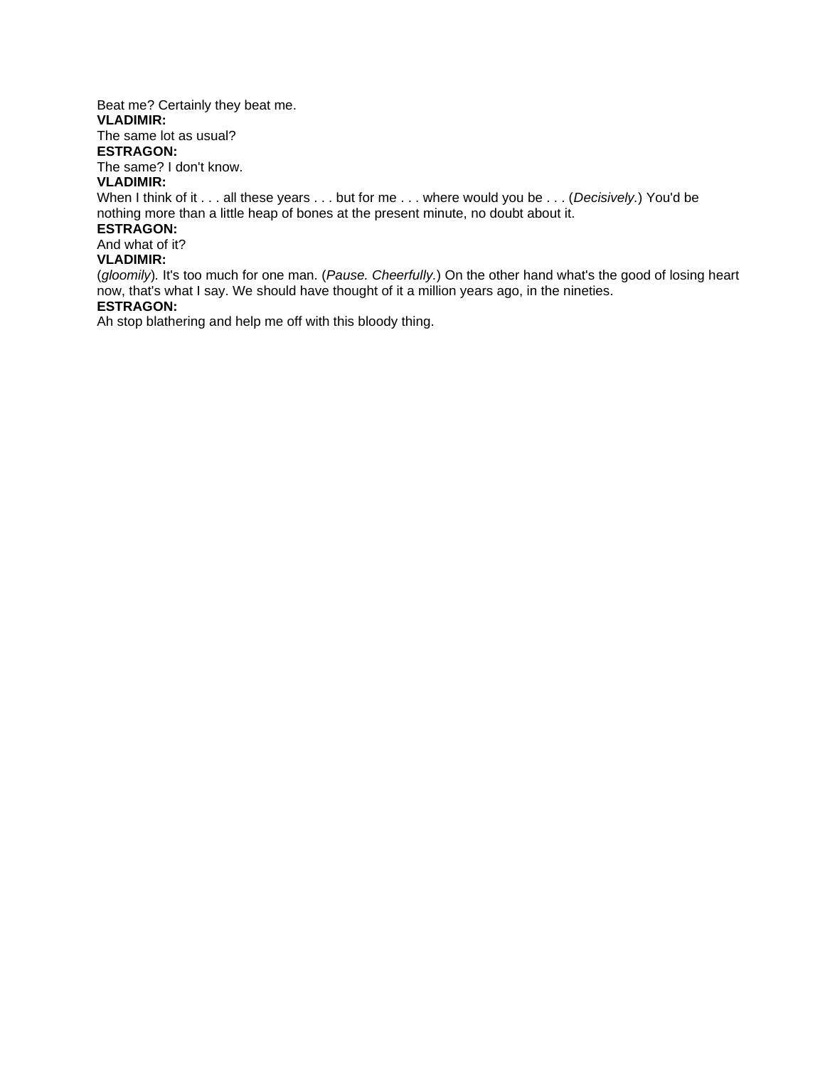Beat me? Certainly they beat me.

**VLADIMIR:**

The same lot as usual?

**ESTRAGON:**

The same? I don't know.

**VLADIMIR:**

When I think of it . . . all these years . . . but for me . . . where would you be . . . (*Decisively.*) You'd be nothing more than a little heap of bones at the present minute, no doubt about it.

**ESTRAGON:**

And what of it?

**VLADIMIR:**

(*gloomily*). It's too much for one man. (*Pause. Cheerfully.*) On the other hand what's the good of losing heart now, that's what I say. We should have thought of it a million years ago, in the nineties.

**ESTRAGON:**

Ah stop blathering and help me off with this bloody thing.